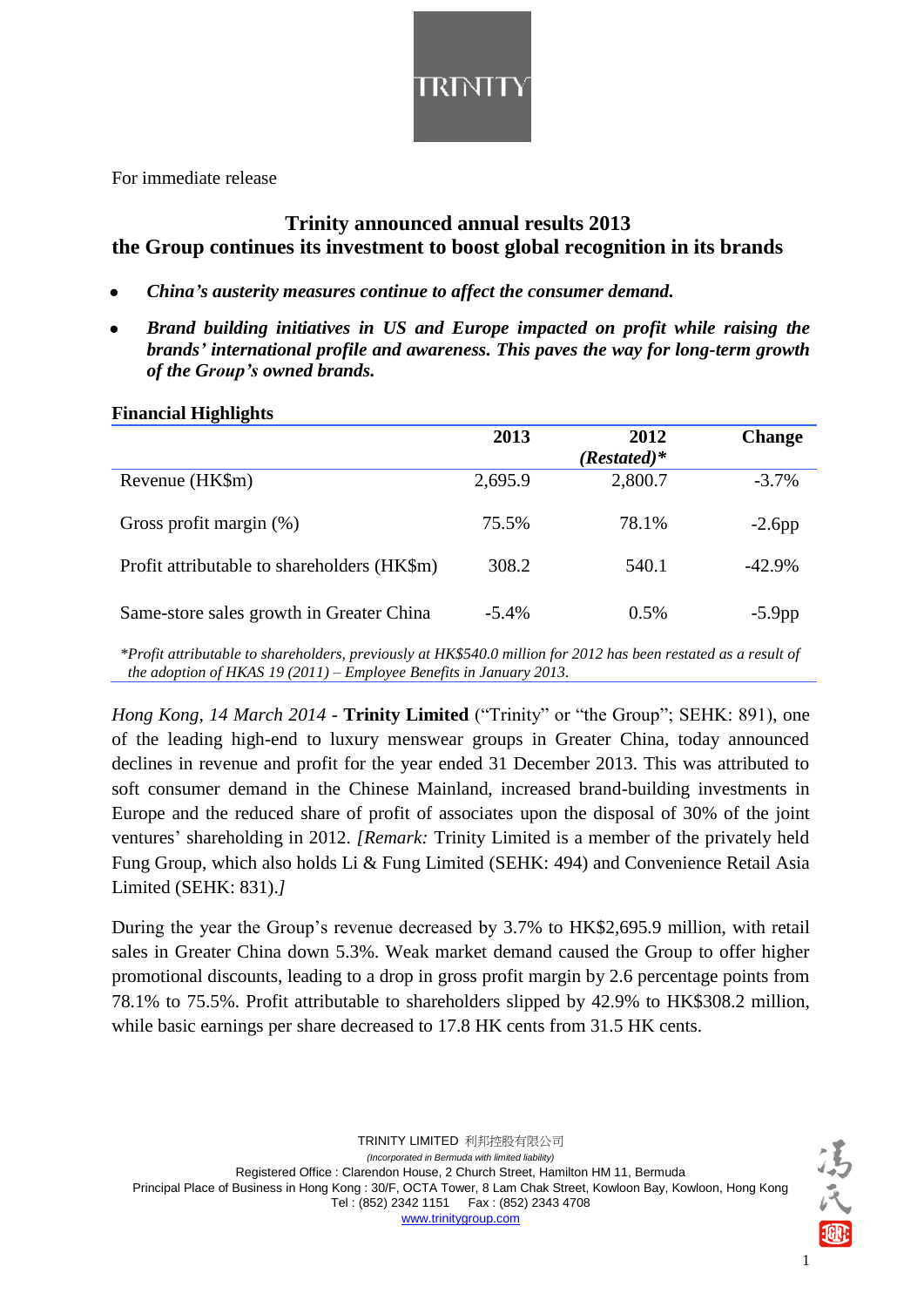For immediate release

# Trinity announced annual results 2013
# the Group continues its investment to boost global recognition in its brands

- ***China's austerity measures continue to affect the consumer demand.***
- ***Brand building initiatives in US and Europe impacted on profit while raising the brands' international profile and awareness. This paves the way for long-term growth of the Group's owned brands.***

**Financial Highlights**

| | **2013** | **2012** ***(Restated)**** | **Change** |
|---|---|---|---|
| Revenue (HK$m) | 2,695.9 | 2,800.7 | -3.7% |
| Gross profit margin (%) | 75.5% | 78.1% | -2.6pp |
| Profit attributable to shareholders (HK$m) | 308.2 | 540.1 | -42.9% |
| Same-store sales growth in Greater China | -5.4% | 0.5% | -5.9pp |

*\*Profit attributable to shareholders, previously at HK$540.0 million for 2012 has been restated as a result of the adoption of HKAS 19 (2011) – Employee Benefits in January 2013.*

*Hong Kong, 14 March 2014* - **Trinity Limited** ("Trinity" or "the Group"; SEHK: 891), one of the leading high-end to luxury menswear groups in Greater China, today announced declines in revenue and profit for the year ended 31 December 2013. This was attributed to soft consumer demand in the Chinese Mainland, increased brand-building investments in Europe and the reduced share of profit of associates upon the disposal of 30% of the joint ventures' shareholding in 2012. *[Remark:* Trinity Limited is a member of the privately held Fung Group, which also holds Li & Fung Limited (SEHK: 494) and Convenience Retail Asia Limited (SEHK: 831).*]*

During the year the Group's revenue decreased by 3.7% to HK$2,695.9 million, with retail sales in Greater China down 5.3%. Weak market demand caused the Group to offer higher promotional discounts, leading to a drop in gross profit margin by 2.6 percentage points from 78.1% to 75.5%. Profit attributable to shareholders slipped by 42.9% to HK$308.2 million, while basic earnings per share decreased to 17.8 HK cents from 31.5 HK cents.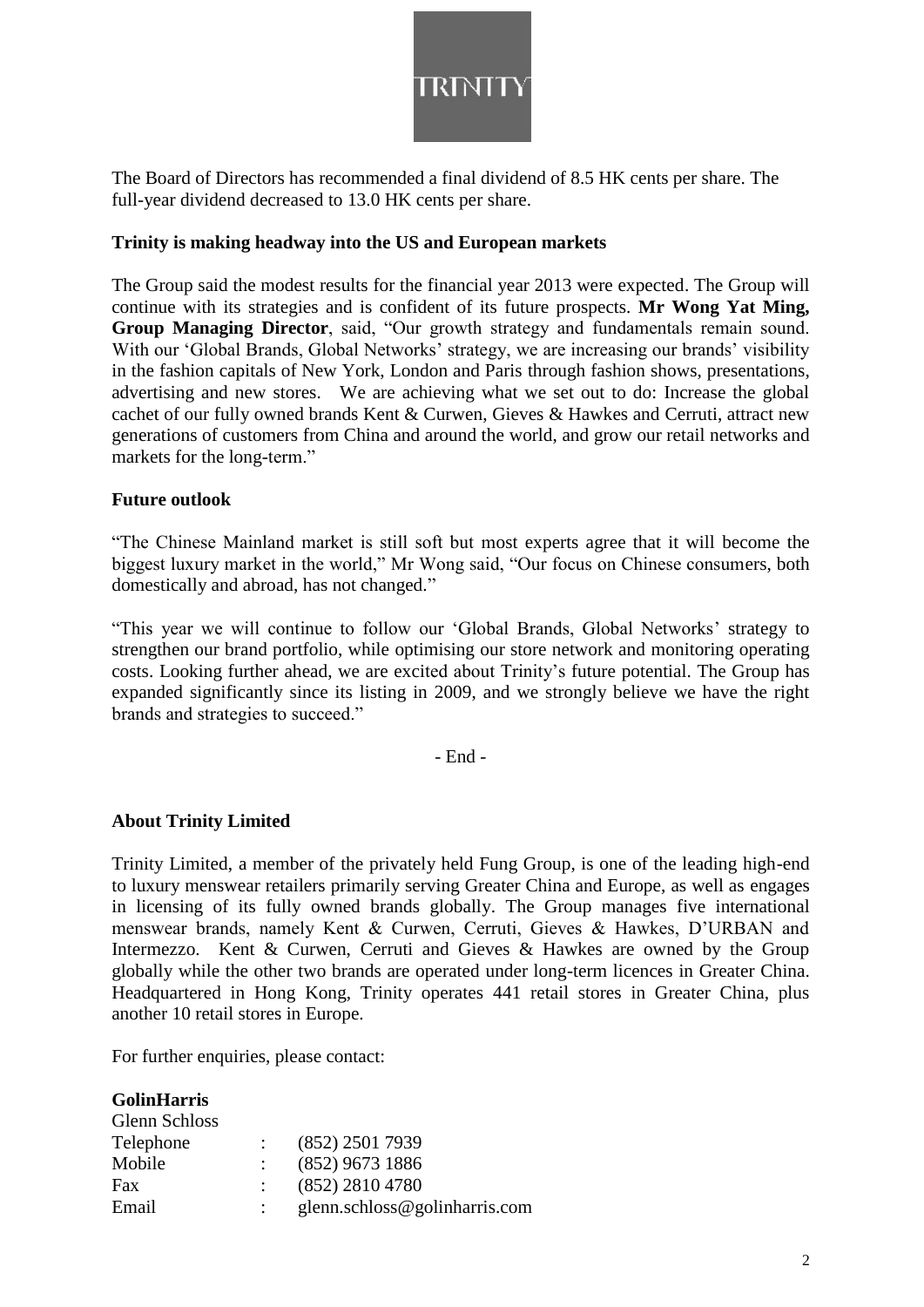The Board of Directors has recommended a final dividend of 8.5 HK cents per share. The full-year dividend decreased to 13.0 HK cents per share.

**Trinity is making headway into the US and European markets**

The Group said the modest results for the financial year 2013 were expected. The Group will continue with its strategies and is confident of its future prospects. **Mr Wong Yat Ming, Group Managing Director**, said, "Our growth strategy and fundamentals remain sound. With our 'Global Brands, Global Networks' strategy, we are increasing our brands' visibility in the fashion capitals of New York, London and Paris through fashion shows, presentations, advertising and new stores. We are achieving what we set out to do: Increase the global cachet of our fully owned brands Kent & Curwen, Gieves & Hawkes and Cerruti, attract new generations of customers from China and around the world, and grow our retail networks and markets for the long-term."

**Future outlook**

"The Chinese Mainland market is still soft but most experts agree that it will become the biggest luxury market in the world," Mr Wong said, "Our focus on Chinese consumers, both domestically and abroad, has not changed."

"This year we will continue to follow our 'Global Brands, Global Networks' strategy to strengthen our brand portfolio, while optimising our store network and monitoring operating costs. Looking further ahead, we are excited about Trinity's future potential. The Group has expanded significantly since its listing in 2009, and we strongly believe we have the right brands and strategies to succeed."

- End -

**About Trinity Limited**

Trinity Limited, a member of the privately held Fung Group, is one of the leading high-end to luxury menswear retailers primarily serving Greater China and Europe, as well as engages in licensing of its fully owned brands globally. The Group manages five international menswear brands, namely Kent & Curwen, Cerruti, Gieves & Hawkes, D'URBAN and Intermezzo. Kent & Curwen, Cerruti and Gieves & Hawkes are owned by the Group globally while the other two brands are operated under long-term licences in Greater China. Headquartered in Hong Kong, Trinity operates 441 retail stores in Greater China, plus another 10 retail stores in Europe.

For further enquiries, please contact:

**GolinHarris**
Glenn Schloss

| | | |
|---|---|---|
| Telephone | : | (852) 2501 7939 |
| Mobile | : | (852) 9673 1886 |
| Fax | : | (852) 2810 4780 |
| Email | : | glenn.schloss@golinharris.com |